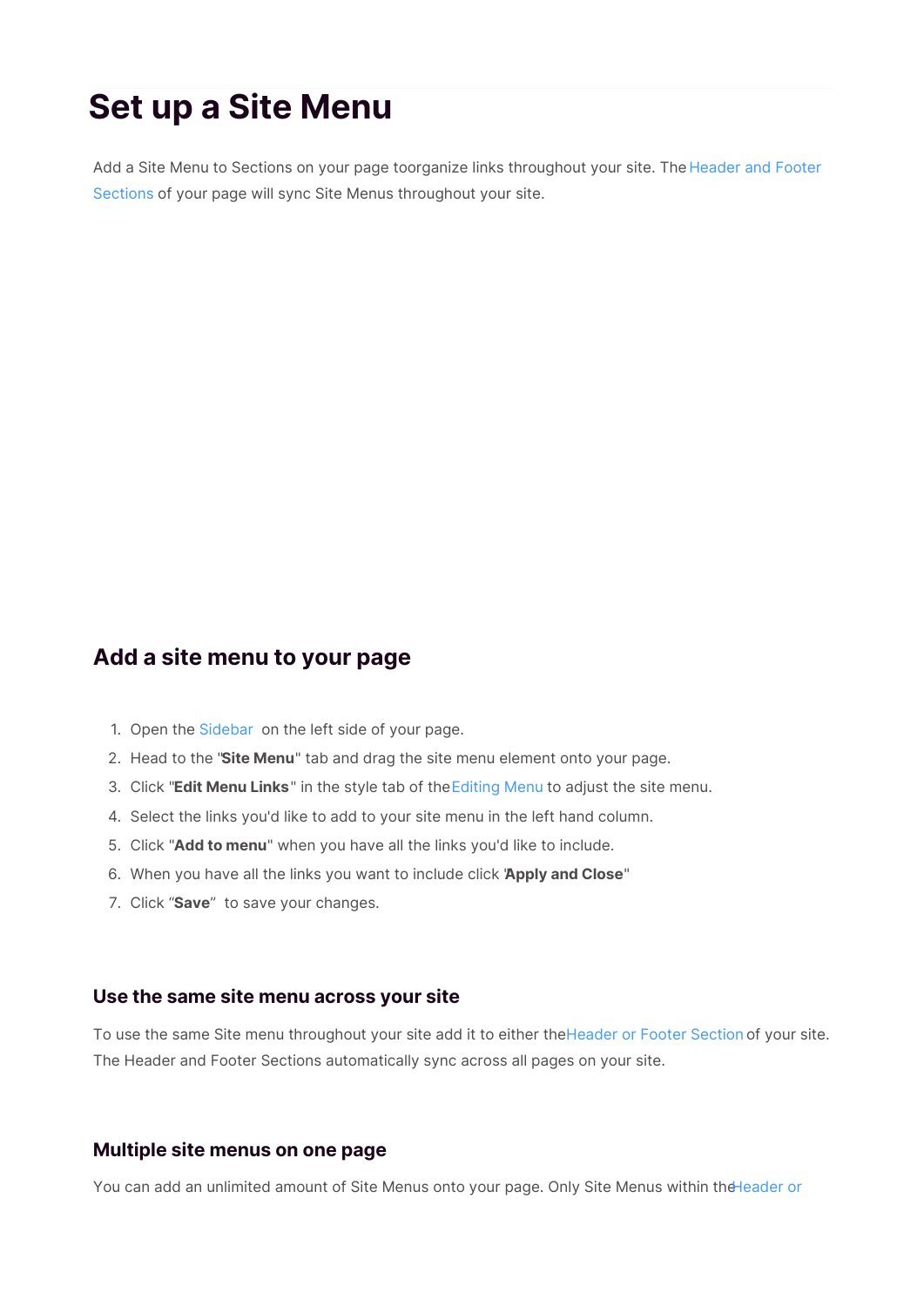# Set up a Site Menu

Add a Site Menu to Sections on your page toorganize links throughout your site. The Header and Footer Sections of your page will sync Site Menus throughout your site.

## Add a site menu to your page

1. Open the Sidebar on the left side of your page.
2. Head to the "**Site Menu**" tab and drag the site menu element onto your page.
3. Click "**Edit Menu Links**" in the style tab of the Editing Menu to adjust the site menu.
4. Select the links you'd like to add to your site menu in the left hand column.
5. Click "**Add to menu**" when you have all the links you'd like to include.
6. When you have all the links you want to include click "**Apply and Close**"
7. Click "**Save**" to save your changes.

### Use the same site menu across your site

To use the same Site menu throughout your site add it to either the Header or Footer Section of your site. The Header and Footer Sections automatically sync across all pages on your site.

### Multiple site menus on one page

You can add an unlimited amount of Site Menus onto your page. Only Site Menus within the Header or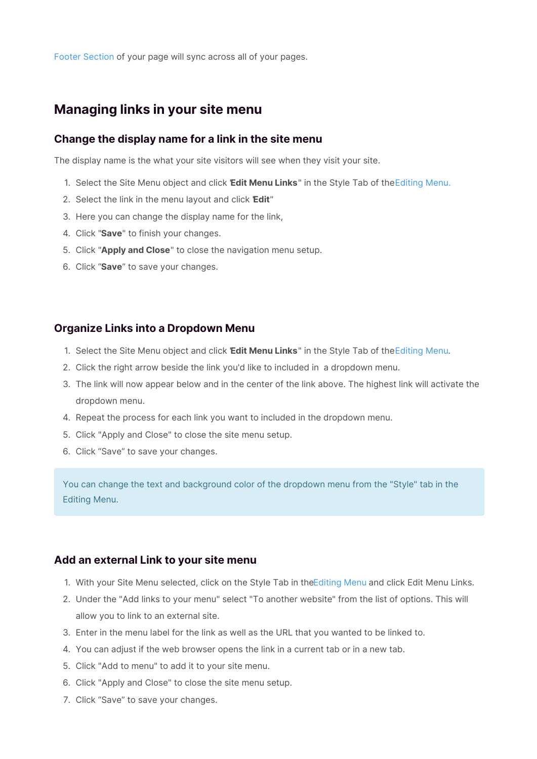Footer Section of your page will sync across all of your pages.

## Managing links in your site menu

### Change the display name for a link in the site menu

The display name is the what your site visitors will see when they visit your site.

1. Select the Site Menu object and click "**Edit Menu Links**" in the Style Tab of the Editing Menu.
2. Select the link in the menu layout and click "**Edit**"
3. Here you can change the display name for the link,
4. Click "**Save**" to finish your changes.
5. Click "**Apply and Close**" to close the navigation menu setup.
6. Click "**Save**" to save your changes.

### Organize Links into a Dropdown Menu

1. Select the Site Menu object and click "**Edit Menu Links**" in the Style Tab of the Editing Menu.
2. Click the right arrow beside the link you'd like to included in  a dropdown menu.
3. The link will now appear below and in the center of the link above. The highest link will activate the dropdown menu.
4. Repeat the process for each link you want to included in the dropdown menu.
5. Click "Apply and Close" to close the site menu setup.
6. Click "Save" to save your changes.

> You can change the text and background color of the dropdown menu from the "Style" tab in the Editing Menu.

### Add an external Link to your site menu

1. With your Site Menu selected, click on the Style Tab in the Editing Menu and click Edit Menu Links.
2. Under the "Add links to your menu" select "To another website" from the list of options. This will allow you to link to an external site.
3. Enter in the menu label for the link as well as the URL that you wanted to be linked to.
4. You can adjust if the web browser opens the link in a current tab or in a new tab.
5. Click "Add to menu" to add it to your site menu.
6. Click "Apply and Close" to close the site menu setup.
7. Click "Save" to save your changes.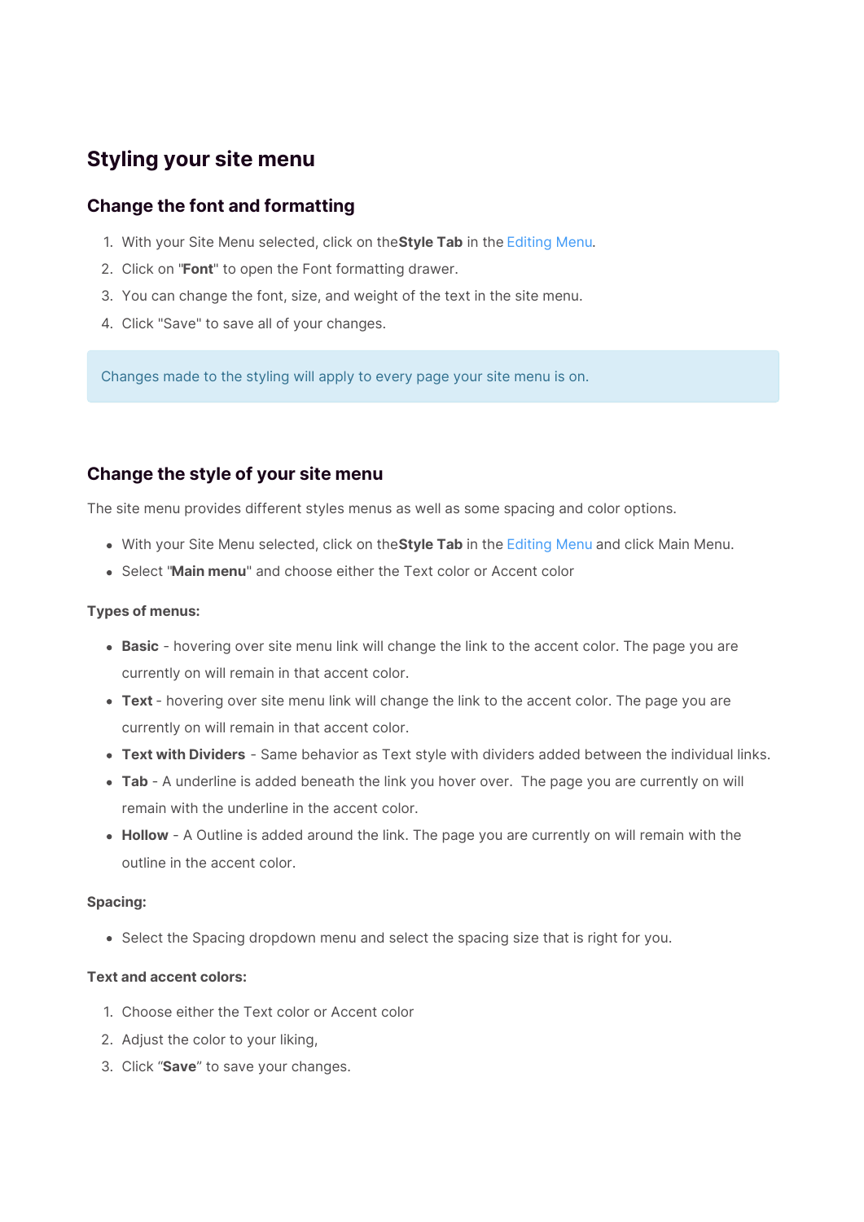# Styling your site menu

## Change the font and formatting

1. With your Site Menu selected, click on the**Style Tab** in the Editing Menu.
2. Click on "**Font**" to open the Font formatting drawer.
3. You can change the font, size, and weight of the text in the site menu.
4. Click "Save" to save all of your changes.

> Changes made to the styling will apply to every page your site menu is on.

## Change the style of your site menu

The site menu provides different styles menus as well as some spacing and color options.

- With your Site Menu selected, click on the**Style Tab** in the Editing Menu and click Main Menu.
- Select "**Main menu**" and choose either the Text color or Accent color

#### Types of menus:

- **Basic** - hovering over site menu link will change the link to the accent color. The page you are currently on will remain in that accent color.
- **Text** - hovering over site menu link will change the link to the accent color. The page you are currently on will remain in that accent color.
- **Text with Dividers** - Same behavior as Text style with dividers added between the individual links.
- **Tab** - A underline is added beneath the link you hover over.  The page you are currently on will remain with the underline in the accent color.
- **Hollow** - A Outline is added around the link. The page you are currently on will remain with the outline in the accent color.

#### Spacing:

- Select the Spacing dropdown menu and select the spacing size that is right for you.

#### Text and accent colors:

1. Choose either the Text color or Accent color
2. Adjust the color to your liking,
3. Click "**Save**" to save your changes.